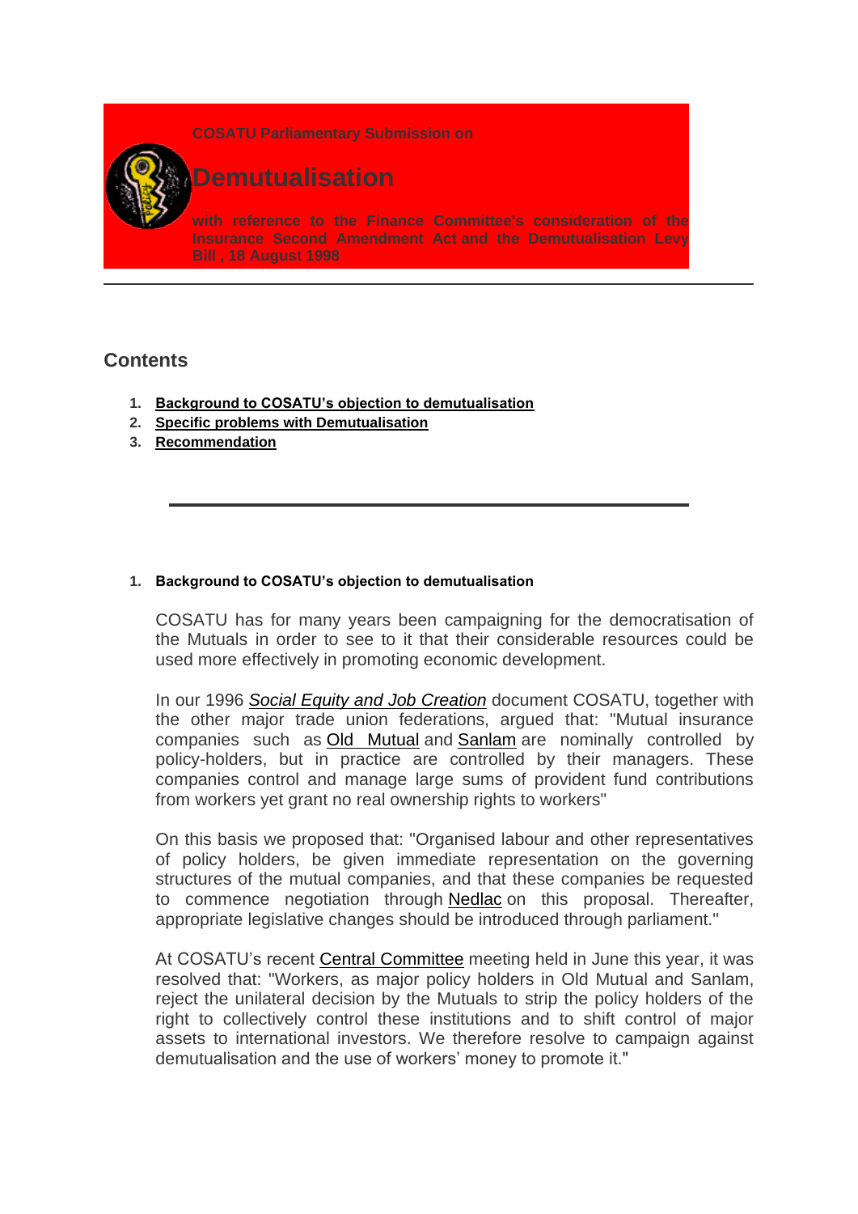COSATU Parliamentary Submission on

# Demutualisation

with reference to the Finance Committee's consideration of the Insurance Second Amendment Act and the Demutualisation Levy Bill , 18 August 1998

---

## Contents

1. **Background to COSATU's objection to demutualisation**
2. **Specific problems with Demutualisation**
3. **Recommendation**

---

### 1. Background to COSATU's objection to demutualisation

COSATU has for many years been campaigning for the democratisation of the Mutuals in order to see to it that their considerable resources could be used more effectively in promoting economic development.

In our 1996 *Social Equity and Job Creation* document COSATU, together with the other major trade union federations, argued that: "Mutual insurance companies such as Old Mutual and Sanlam are nominally controlled by policy-holders, but in practice are controlled by their managers. These companies control and manage large sums of provident fund contributions from workers yet grant no real ownership rights to workers"

On this basis we proposed that: "Organised labour and other representatives of policy holders, be given immediate representation on the governing structures of the mutual companies, and that these companies be requested to commence negotiation through Nedlac on this proposal. Thereafter, appropriate legislative changes should be introduced through parliament."

At COSATU's recent Central Committee meeting held in June this year, it was resolved that: "Workers, as major policy holders in Old Mutual and Sanlam, reject the unilateral decision by the Mutuals to strip the policy holders of the right to collectively control these institutions and to shift control of major assets to international investors. We therefore resolve to campaign against demutualisation and the use of workers' money to promote it."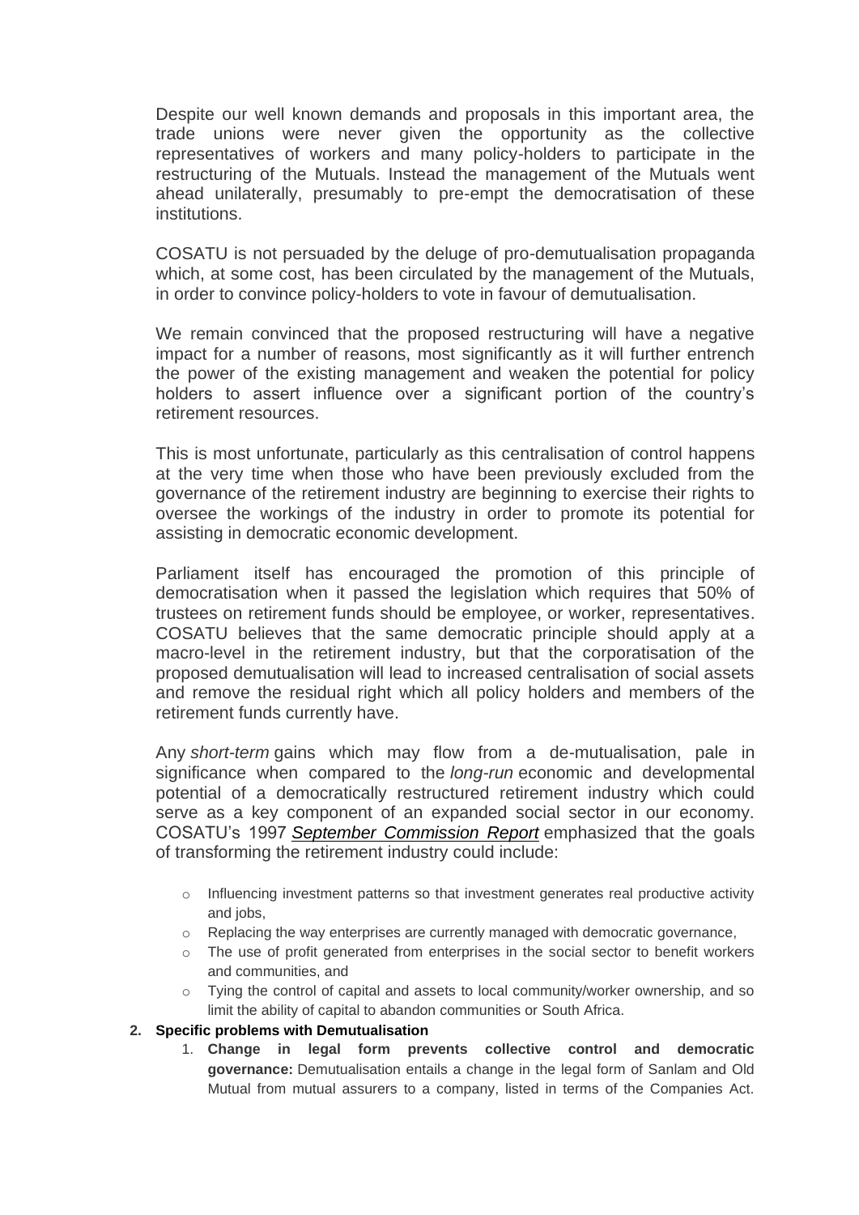Despite our well known demands and proposals in this important area, the trade unions were never given the opportunity as the collective representatives of workers and many policy-holders to participate in the restructuring of the Mutuals. Instead the management of the Mutuals went ahead unilaterally, presumably to pre-empt the democratisation of these institutions.

COSATU is not persuaded by the deluge of pro-demutualisation propaganda which, at some cost, has been circulated by the management of the Mutuals, in order to convince policy-holders to vote in favour of demutualisation.

We remain convinced that the proposed restructuring will have a negative impact for a number of reasons, most significantly as it will further entrench the power of the existing management and weaken the potential for policy holders to assert influence over a significant portion of the country's retirement resources.

This is most unfortunate, particularly as this centralisation of control happens at the very time when those who have been previously excluded from the governance of the retirement industry are beginning to exercise their rights to oversee the workings of the industry in order to promote its potential for assisting in democratic economic development.

Parliament itself has encouraged the promotion of this principle of democratisation when it passed the legislation which requires that 50% of trustees on retirement funds should be employee, or worker, representatives. COSATU believes that the same democratic principle should apply at a macro-level in the retirement industry, but that the corporatisation of the proposed demutualisation will lead to increased centralisation of social assets and remove the residual right which all policy holders and members of the retirement funds currently have.

Any *short-term* gains which may flow from a de-mutualisation, pale in significance when compared to the *long-run* economic and developmental potential of a democratically restructured retirement industry which could serve as a key component of an expanded social sector in our economy. COSATU's 1997 *September Commission Report* emphasized that the goals of transforming the retirement industry could include:

- Influencing investment patterns so that investment generates real productive activity and jobs,
- Replacing the way enterprises are currently managed with democratic governance,
- The use of profit generated from enterprises in the social sector to benefit workers and communities, and
- Tying the control of capital and assets to local community/worker ownership, and so limit the ability of capital to abandon communities or South Africa.

**2. Specific problems with Demutualisation**

1. **Change in legal form prevents collective control and democratic governance:** Demutualisation entails a change in the legal form of Sanlam and Old Mutual from mutual assurers to a company, listed in terms of the Companies Act.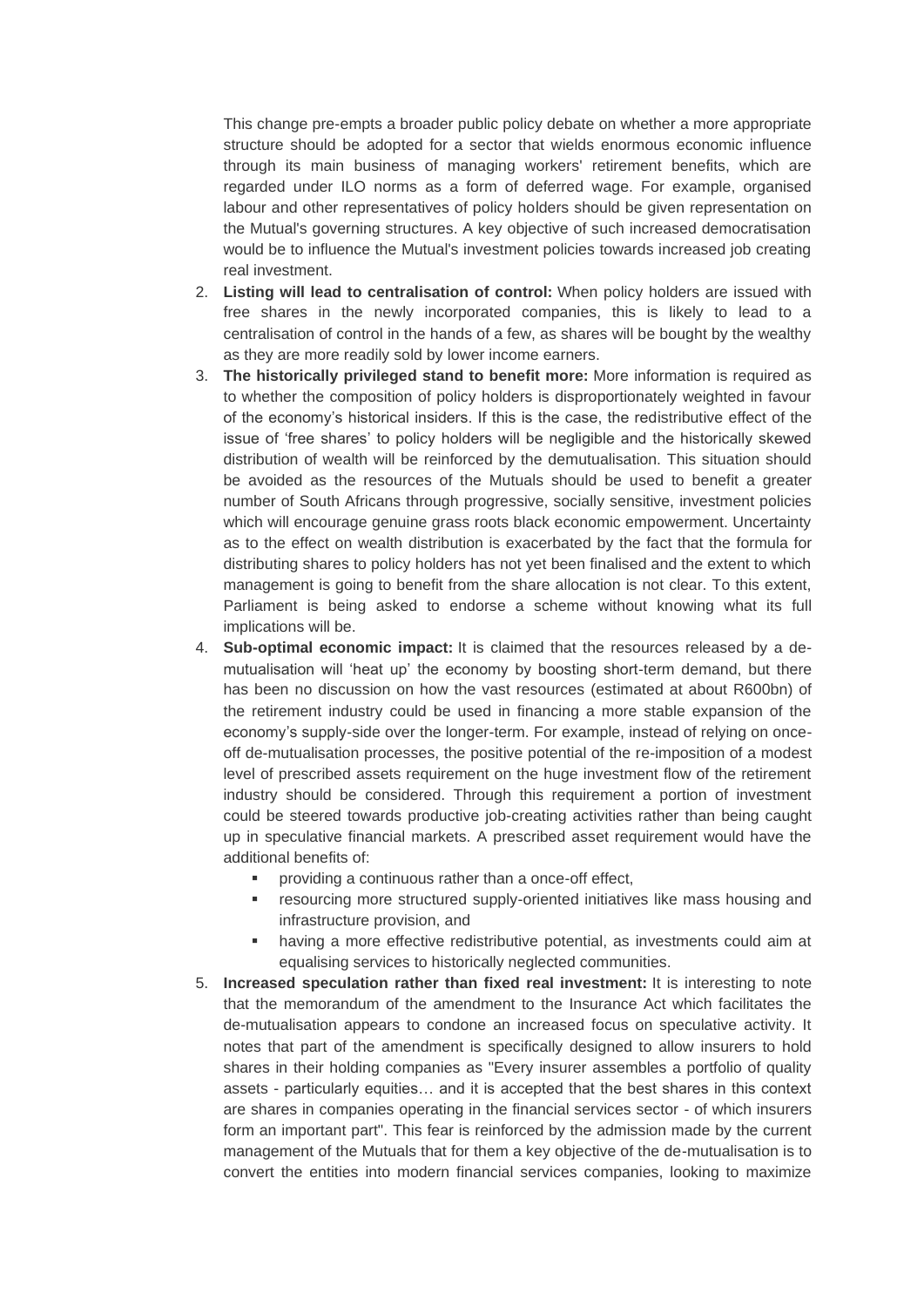This change pre-empts a broader public policy debate on whether a more appropriate structure should be adopted for a sector that wields enormous economic influence through its main business of managing workers' retirement benefits, which are regarded under ILO norms as a form of deferred wage. For example, organised labour and other representatives of policy holders should be given representation on the Mutual's governing structures. A key objective of such increased democratisation would be to influence the Mutual's investment policies towards increased job creating real investment.

2. **Listing will lead to centralisation of control:** When policy holders are issued with free shares in the newly incorporated companies, this is likely to lead to a centralisation of control in the hands of a few, as shares will be bought by the wealthy as they are more readily sold by lower income earners.
3. **The historically privileged stand to benefit more:** More information is required as to whether the composition of policy holders is disproportionately weighted in favour of the economy's historical insiders. If this is the case, the redistributive effect of the issue of 'free shares' to policy holders will be negligible and the historically skewed distribution of wealth will be reinforced by the demutualisation. This situation should be avoided as the resources of the Mutuals should be used to benefit a greater number of South Africans through progressive, socially sensitive, investment policies which will encourage genuine grass roots black economic empowerment. Uncertainty as to the effect on wealth distribution is exacerbated by the fact that the formula for distributing shares to policy holders has not yet been finalised and the extent to which management is going to benefit from the share allocation is not clear. To this extent, Parliament is being asked to endorse a scheme without knowing what its full implications will be.
4. **Sub-optimal economic impact:** It is claimed that the resources released by a de-mutualisation will 'heat up' the economy by boosting short-term demand, but there has been no discussion on how the vast resources (estimated at about R600bn) of the retirement industry could be used in financing a more stable expansion of the economy's supply-side over the longer-term. For example, instead of relying on once-off de-mutualisation processes, the positive potential of the re-imposition of a modest level of prescribed assets requirement on the huge investment flow of the retirement industry should be considered. Through this requirement a portion of investment could be steered towards productive job-creating activities rather than being caught up in speculative financial markets. A prescribed asset requirement would have the additional benefits of:
   - providing a continuous rather than a once-off effect,
   - resourcing more structured supply-oriented initiatives like mass housing and infrastructure provision, and
   - having a more effective redistributive potential, as investments could aim at equalising services to historically neglected communities.
5. **Increased speculation rather than fixed real investment:** It is interesting to note that the memorandum of the amendment to the Insurance Act which facilitates the de-mutualisation appears to condone an increased focus on speculative activity. It notes that part of the amendment is specifically designed to allow insurers to hold shares in their holding companies as "Every insurer assembles a portfolio of quality assets - particularly equities… and it is accepted that the best shares in this context are shares in companies operating in the financial services sector - of which insurers form an important part". This fear is reinforced by the admission made by the current management of the Mutuals that for them a key objective of the de-mutualisation is to convert the entities into modern financial services companies, looking to maximize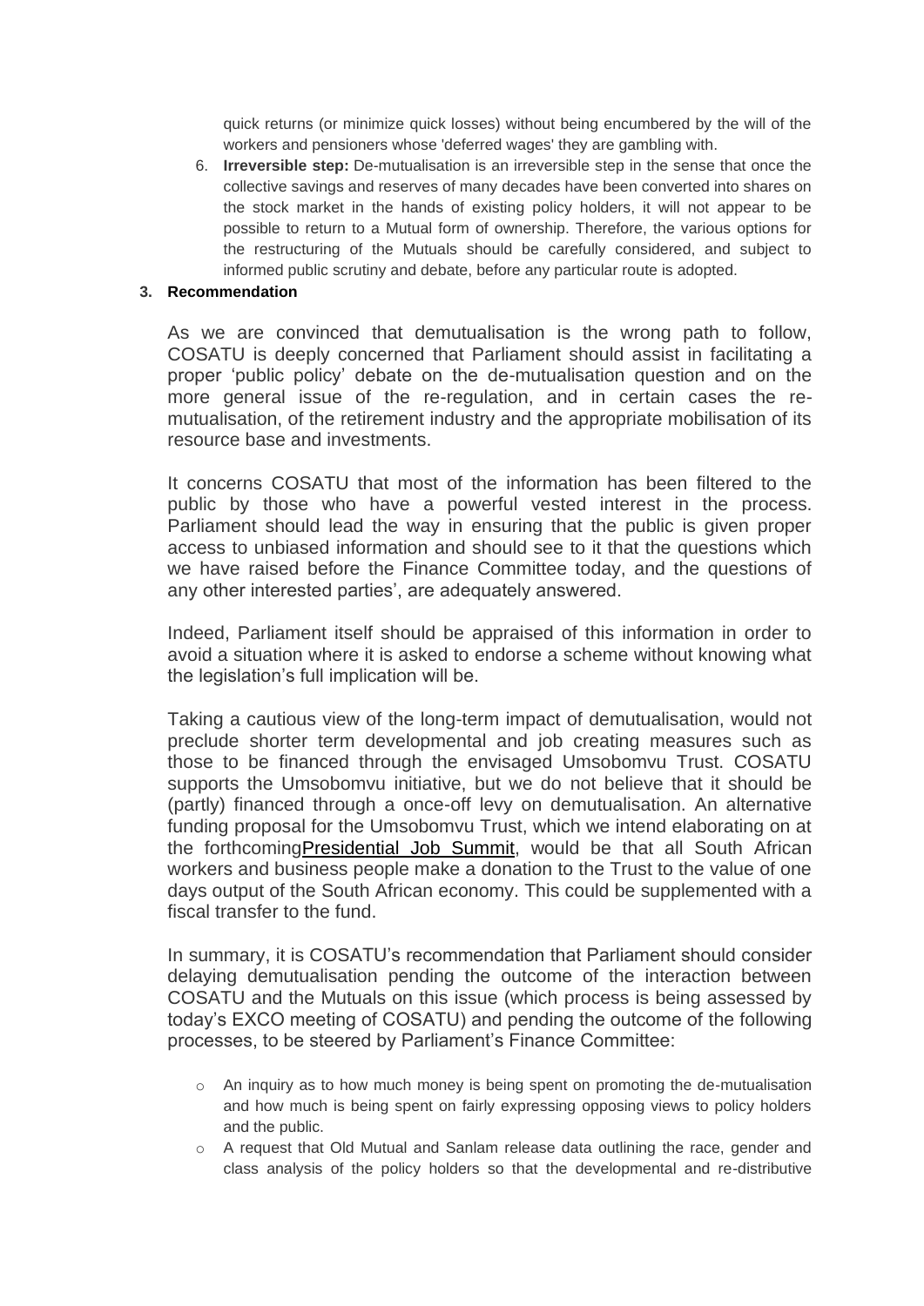quick returns (or minimize quick losses) without being encumbered by the will of the workers and pensioners whose 'deferred wages' they are gambling with.

6. **Irreversible step:** De-mutualisation is an irreversible step in the sense that once the collective savings and reserves of many decades have been converted into shares on the stock market in the hands of existing policy holders, it will not appear to be possible to return to a Mutual form of ownership. Therefore, the various options for the restructuring of the Mutuals should be carefully considered, and subject to informed public scrutiny and debate, before any particular route is adopted.

## 3. Recommendation

As we are convinced that demutualisation is the wrong path to follow, COSATU is deeply concerned that Parliament should assist in facilitating a proper 'public policy' debate on the de-mutualisation question and on the more general issue of the re-regulation, and in certain cases the re-mutualisation, of the retirement industry and the appropriate mobilisation of its resource base and investments.

It concerns COSATU that most of the information has been filtered to the public by those who have a powerful vested interest in the process. Parliament should lead the way in ensuring that the public is given proper access to unbiased information and should see to it that the questions which we have raised before the Finance Committee today, and the questions of any other interested parties', are adequately answered.

Indeed, Parliament itself should be appraised of this information in order to avoid a situation where it is asked to endorse a scheme without knowing what the legislation's full implication will be.

Taking a cautious view of the long-term impact of demutualisation, would not preclude shorter term developmental and job creating measures such as those to be financed through the envisaged Umsobomvu Trust. COSATU supports the Umsobomvu initiative, but we do not believe that it should be (partly) financed through a once-off levy on demutualisation. An alternative funding proposal for the Umsobomvu Trust, which we intend elaborating on at the forthcomingPresidential Job Summit, would be that all South African workers and business people make a donation to the Trust to the value of one days output of the South African economy. This could be supplemented with a fiscal transfer to the fund.

In summary, it is COSATU's recommendation that Parliament should consider delaying demutualisation pending the outcome of the interaction between COSATU and the Mutuals on this issue (which process is being assessed by today's EXCO meeting of COSATU) and pending the outcome of the following processes, to be steered by Parliament's Finance Committee:

- An inquiry as to how much money is being spent on promoting the de-mutualisation and how much is being spent on fairly expressing opposing views to policy holders and the public.
- A request that Old Mutual and Sanlam release data outlining the race, gender and class analysis of the policy holders so that the developmental and re-distributive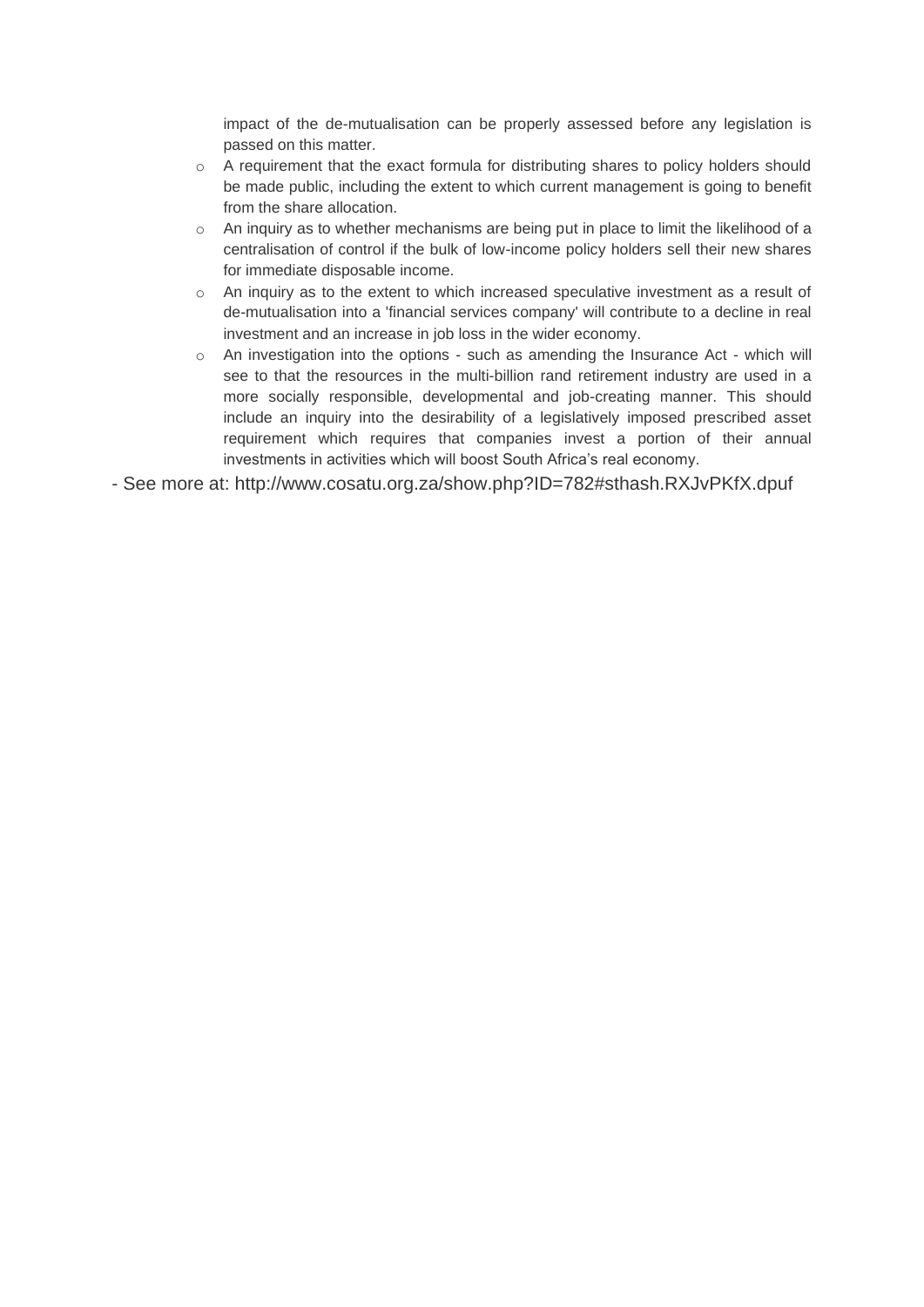impact of the de-mutualisation can be properly assessed before any legislation is passed on this matter.

- A requirement that the exact formula for distributing shares to policy holders should be made public, including the extent to which current management is going to benefit from the share allocation.
- An inquiry as to whether mechanisms are being put in place to limit the likelihood of a centralisation of control if the bulk of low-income policy holders sell their new shares for immediate disposable income.
- An inquiry as to the extent to which increased speculative investment as a result of de-mutualisation into a 'financial services company' will contribute to a decline in real investment and an increase in job loss in the wider economy.
- An investigation into the options - such as amending the Insurance Act - which will see to that the resources in the multi-billion rand retirement industry are used in a more socially responsible, developmental and job-creating manner. This should include an inquiry into the desirability of a legislatively imposed prescribed asset requirement which requires that companies invest a portion of their annual investments in activities which will boost South Africa's real economy.

- See more at: http://www.cosatu.org.za/show.php?ID=782#sthash.RXJvPKfX.dpuf